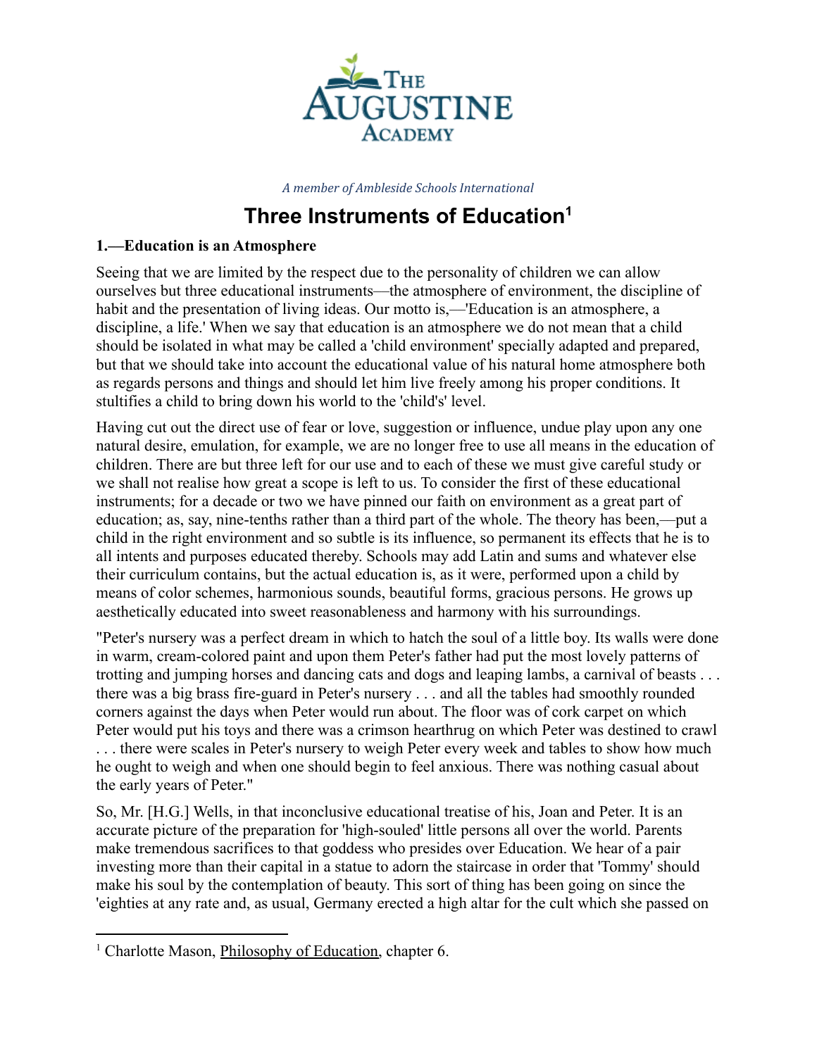A member of Ambleside Schools International

# Three Instruments of Education[1]

**1.—Education is an Atmosphere**

Seeing that we are limited by the respect due to the personality of children we can allow ourselves but three educational instruments—the atmosphere of environment, the discipline of habit and the presentation of living ideas. Our motto is,—'Education is an atmosphere, a discipline, a life.' When we say that education is an atmosphere we do not mean that a child should be isolated in what may be called a 'child environment' specially adapted and prepared, but that we should take into account the educational value of his natural home atmosphere both as regards persons and things and should let him live freely among his proper conditions. It stultifies a child to bring down his world to the 'child's' level.

Having cut out the direct use of fear or love, suggestion or influence, undue play upon any one natural desire, emulation, for example, we are no longer free to use all means in the education of children. There are but three left for our use and to each of these we must give careful study or we shall not realise how great a scope is left to us. To consider the first of these educational instruments; for a decade or two we have pinned our faith on environment as a great part of education; as, say, nine-tenths rather than a third part of the whole. The theory has been,—put a child in the right environment and so subtle is its influence, so permanent its effects that he is to all intents and purposes educated thereby. Schools may add Latin and sums and whatever else their curriculum contains, but the actual education is, as it were, performed upon a child by means of color schemes, harmonious sounds, beautiful forms, gracious persons. He grows up aesthetically educated into sweet reasonableness and harmony with his surroundings.

"Peter's nursery was a perfect dream in which to hatch the soul of a little boy. Its walls were done in warm, cream-colored paint and upon them Peter's father had put the most lovely patterns of trotting and jumping horses and dancing cats and dogs and leaping lambs, a carnival of beasts . . . there was a big brass fire-guard in Peter's nursery . . . and all the tables had smoothly rounded corners against the days when Peter would run about. The floor was of cork carpet on which Peter would put his toys and there was a crimson hearthrug on which Peter was destined to crawl . . . there were scales in Peter's nursery to weigh Peter every week and tables to show how much he ought to weigh and when one should begin to feel anxious. There was nothing casual about the early years of Peter."

So, Mr. [H.G.] Wells, in that inconclusive educational treatise of his, Joan and Peter. It is an accurate picture of the preparation for 'high-souled' little persons all over the world. Parents make tremendous sacrifices to that goddess who presides over Education. We hear of a pair investing more than their capital in a statue to adorn the staircase in order that 'Tommy' should make his soul by the contemplation of beauty. This sort of thing has been going on since the 'eighties at any rate and, as usual, Germany erected a high altar for the cult which she passed on

---

[1] Charlotte Mason, Philosophy of Education, chapter 6.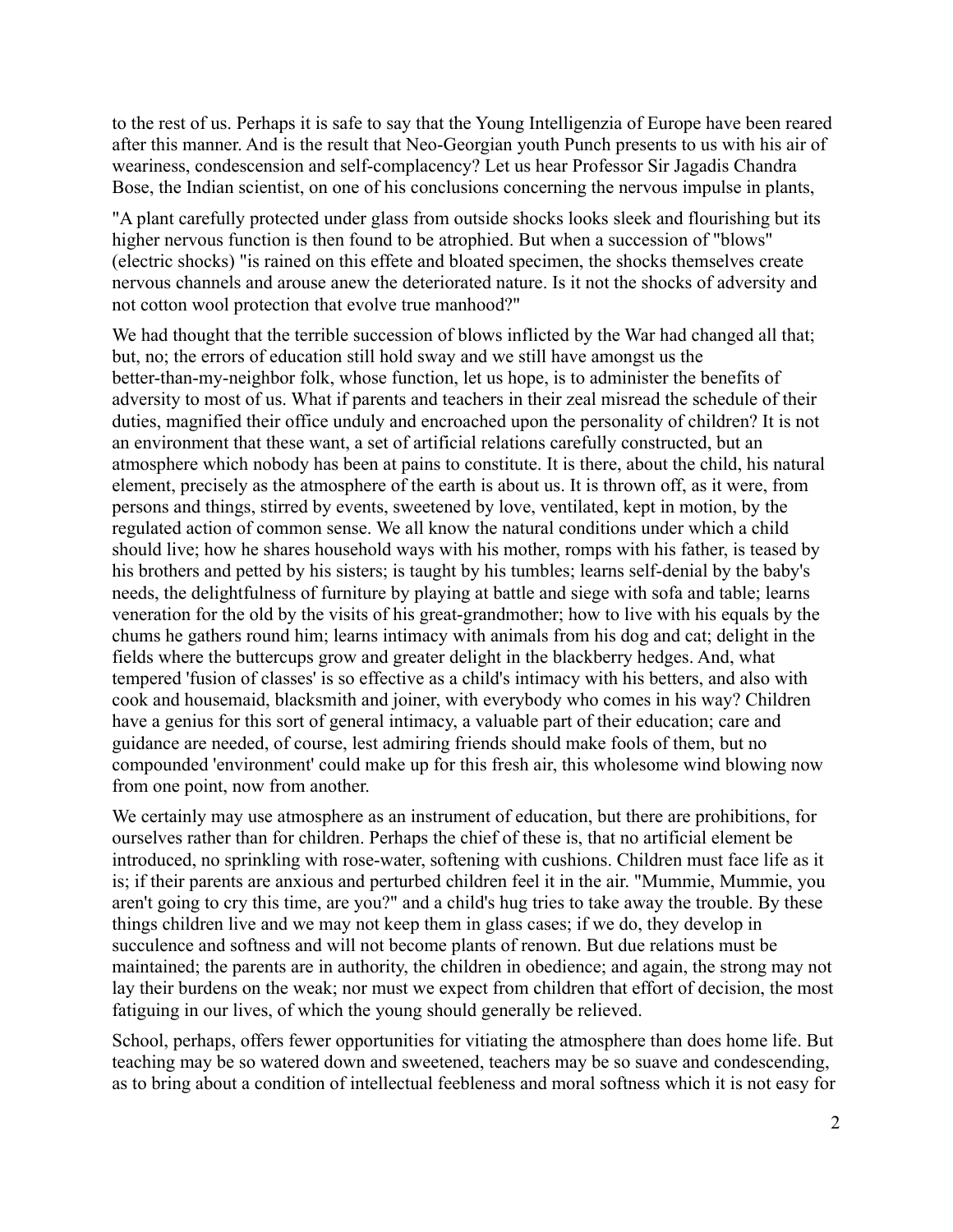to the rest of us. Perhaps it is safe to say that the Young Intelligenzia of Europe have been reared after this manner. And is the result that Neo-Georgian youth Punch presents to us with his air of weariness, condescension and self-complacency? Let us hear Professor Sir Jagadis Chandra Bose, the Indian scientist, on one of his conclusions concerning the nervous impulse in plants,

"A plant carefully protected under glass from outside shocks looks sleek and flourishing but its higher nervous function is then found to be atrophied. But when a succession of "blows" (electric shocks) "is rained on this effete and bloated specimen, the shocks themselves create nervous channels and arouse anew the deteriorated nature. Is it not the shocks of adversity and not cotton wool protection that evolve true manhood?"

We had thought that the terrible succession of blows inflicted by the War had changed all that; but, no; the errors of education still hold sway and we still have amongst us the better-than-my-neighbor folk, whose function, let us hope, is to administer the benefits of adversity to most of us. What if parents and teachers in their zeal misread the schedule of their duties, magnified their office unduly and encroached upon the personality of children? It is not an environment that these want, a set of artificial relations carefully constructed, but an atmosphere which nobody has been at pains to constitute. It is there, about the child, his natural element, precisely as the atmosphere of the earth is about us. It is thrown off, as it were, from persons and things, stirred by events, sweetened by love, ventilated, kept in motion, by the regulated action of common sense. We all know the natural conditions under which a child should live; how he shares household ways with his mother, romps with his father, is teased by his brothers and petted by his sisters; is taught by his tumbles; learns self-denial by the baby's needs, the delightfulness of furniture by playing at battle and siege with sofa and table; learns veneration for the old by the visits of his great-grandmother; how to live with his equals by the chums he gathers round him; learns intimacy with animals from his dog and cat; delight in the fields where the buttercups grow and greater delight in the blackberry hedges. And, what tempered 'fusion of classes' is so effective as a child's intimacy with his betters, and also with cook and housemaid, blacksmith and joiner, with everybody who comes in his way? Children have a genius for this sort of general intimacy, a valuable part of their education; care and guidance are needed, of course, lest admiring friends should make fools of them, but no compounded 'environment' could make up for this fresh air, this wholesome wind blowing now from one point, now from another.

We certainly may use atmosphere as an instrument of education, but there are prohibitions, for ourselves rather than for children. Perhaps the chief of these is, that no artificial element be introduced, no sprinkling with rose-water, softening with cushions. Children must face life as it is; if their parents are anxious and perturbed children feel it in the air. "Mummie, Mummie, you aren't going to cry this time, are you?" and a child's hug tries to take away the trouble. By these things children live and we may not keep them in glass cases; if we do, they develop in succulence and softness and will not become plants of renown. But due relations must be maintained; the parents are in authority, the children in obedience; and again, the strong may not lay their burdens on the weak; nor must we expect from children that effort of decision, the most fatiguing in our lives, of which the young should generally be relieved.

School, perhaps, offers fewer opportunities for vitiating the atmosphere than does home life. But teaching may be so watered down and sweetened, teachers may be so suave and condescending, as to bring about a condition of intellectual feebleness and moral softness which it is not easy for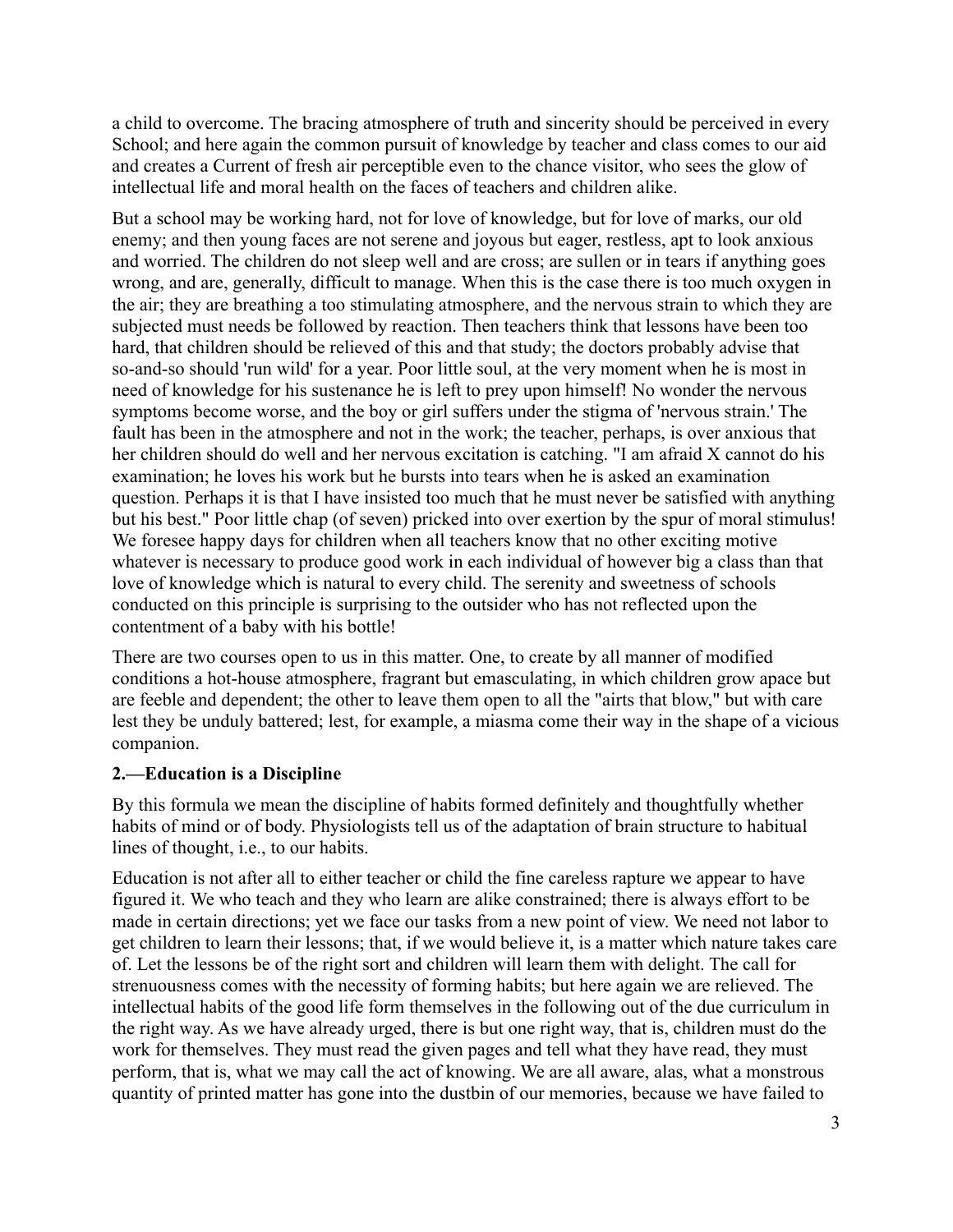a child to overcome. The bracing atmosphere of truth and sincerity should be perceived in every School; and here again the common pursuit of knowledge by teacher and class comes to our aid and creates a Current of fresh air perceptible even to the chance visitor, who sees the glow of intellectual life and moral health on the faces of teachers and children alike.

But a school may be working hard, not for love of knowledge, but for love of marks, our old enemy; and then young faces are not serene and joyous but eager, restless, apt to look anxious and worried. The children do not sleep well and are cross; are sullen or in tears if anything goes wrong, and are, generally, difficult to manage. When this is the case there is too much oxygen in the air; they are breathing a too stimulating atmosphere, and the nervous strain to which they are subjected must needs be followed by reaction. Then teachers think that lessons have been too hard, that children should be relieved of this and that study; the doctors probably advise that so-and-so should 'run wild' for a year. Poor little soul, at the very moment when he is most in need of knowledge for his sustenance he is left to prey upon himself! No wonder the nervous symptoms become worse, and the boy or girl suffers under the stigma of 'nervous strain.' The fault has been in the atmosphere and not in the work; the teacher, perhaps, is over anxious that her children should do well and her nervous excitation is catching. "I am afraid X cannot do his examination; he loves his work but he bursts into tears when he is asked an examination question. Perhaps it is that I have insisted too much that he must never be satisfied with anything but his best." Poor little chap (of seven) pricked into over exertion by the spur of moral stimulus! We foresee happy days for children when all teachers know that no other exciting motive whatever is necessary to produce good work in each individual of however big a class than that love of knowledge which is natural to every child. The serenity and sweetness of schools conducted on this principle is surprising to the outsider who has not reflected upon the contentment of a baby with his bottle!

There are two courses open to us in this matter. One, to create by all manner of modified conditions a hot-house atmosphere, fragrant but emasculating, in which children grow apace but are feeble and dependent; the other to leave them open to all the "airts that blow," but with care lest they be unduly battered; lest, for example, a miasma come their way in the shape of a vicious companion.

**2.—Education is a Discipline**

By this formula we mean the discipline of habits formed definitely and thoughtfully whether habits of mind or of body. Physiologists tell us of the adaptation of brain structure to habitual lines of thought, i.e., to our habits.

Education is not after all to either teacher or child the fine careless rapture we appear to have figured it. We who teach and they who learn are alike constrained; there is always effort to be made in certain directions; yet we face our tasks from a new point of view. We need not labor to get children to learn their lessons; that, if we would believe it, is a matter which nature takes care of. Let the lessons be of the right sort and children will learn them with delight. The call for strenuousness comes with the necessity of forming habits; but here again we are relieved. The intellectual habits of the good life form themselves in the following out of the due curriculum in the right way. As we have already urged, there is but one right way, that is, children must do the work for themselves. They must read the given pages and tell what they have read, they must perform, that is, what we may call the act of knowing. We are all aware, alas, what a monstrous quantity of printed matter has gone into the dustbin of our memories, because we have failed to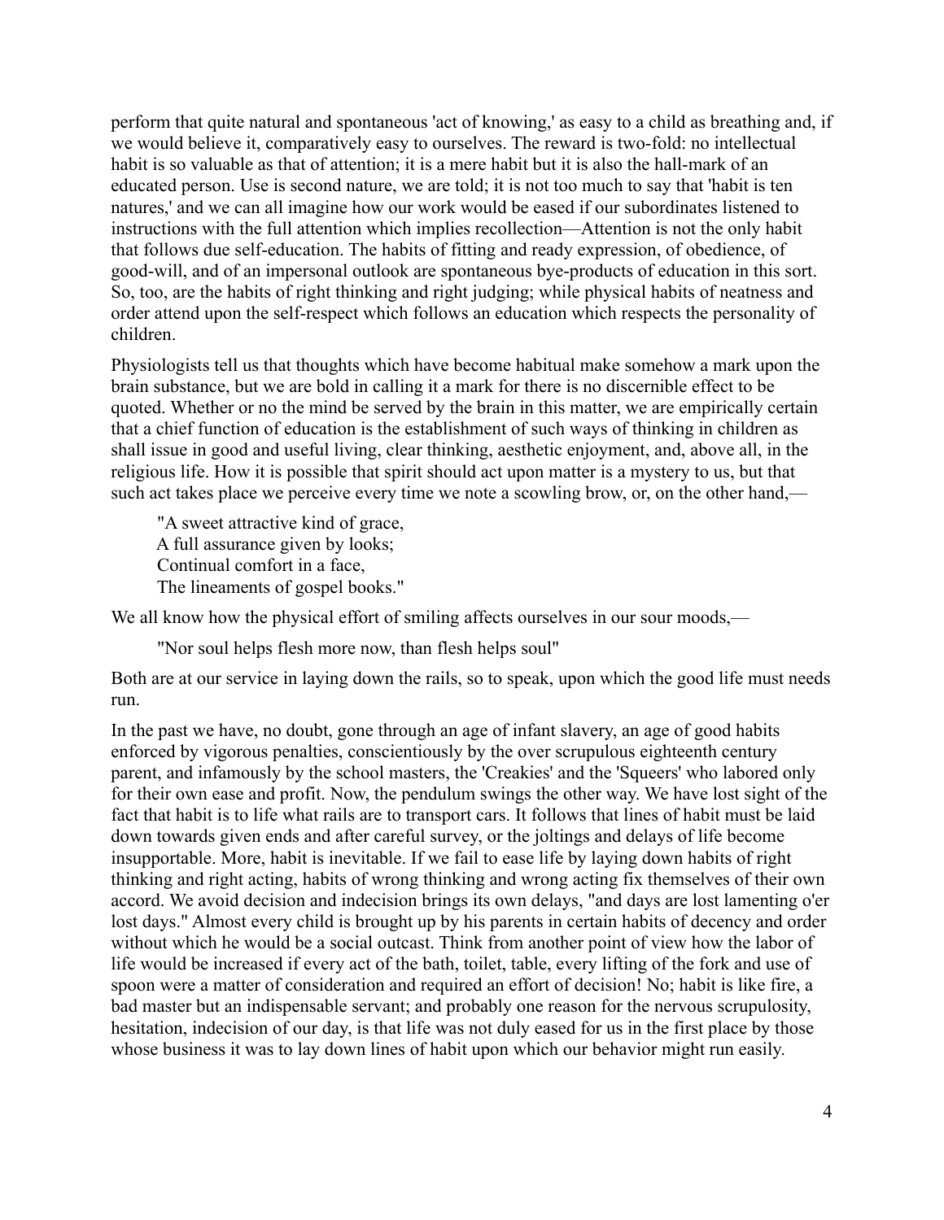perform that quite natural and spontaneous 'act of knowing,' as easy to a child as breathing and, if we would believe it, comparatively easy to ourselves. The reward is two-fold: no intellectual habit is so valuable as that of attention; it is a mere habit but it is also the hall-mark of an educated person. Use is second nature, we are told; it is not too much to say that 'habit is ten natures,' and we can all imagine how our work would be eased if our subordinates listened to instructions with the full attention which implies recollection—Attention is not the only habit that follows due self-education. The habits of fitting and ready expression, of obedience, of good-will, and of an impersonal outlook are spontaneous bye-products of education in this sort. So, too, are the habits of right thinking and right judging; while physical habits of neatness and order attend upon the self-respect which follows an education which respects the personality of children.

Physiologists tell us that thoughts which have become habitual make somehow a mark upon the brain substance, but we are bold in calling it a mark for there is no discernible effect to be quoted. Whether or no the mind be served by the brain in this matter, we are empirically certain that a chief function of education is the establishment of such ways of thinking in children as shall issue in good and useful living, clear thinking, aesthetic enjoyment, and, above all, in the religious life. How it is possible that spirit should act upon matter is a mystery to us, but that such act takes place we perceive every time we note a scowling brow, or, on the other hand,—

> "A sweet attractive kind of grace,  
> A full assurance given by looks;  
> Continual comfort in a face,  
> The lineaments of gospel books."

We all know how the physical effort of smiling affects ourselves in our sour moods,—

> "Nor soul helps flesh more now, than flesh helps soul"

Both are at our service in laying down the rails, so to speak, upon which the good life must needs run.

In the past we have, no doubt, gone through an age of infant slavery, an age of good habits enforced by vigorous penalties, conscientiously by the over scrupulous eighteenth century parent, and infamously by the school masters, the 'Creakies' and the 'Squeers' who labored only for their own ease and profit. Now, the pendulum swings the other way. We have lost sight of the fact that habit is to life what rails are to transport cars. It follows that lines of habit must be laid down towards given ends and after careful survey, or the joltings and delays of life become insupportable. More, habit is inevitable. If we fail to ease life by laying down habits of right thinking and right acting, habits of wrong thinking and wrong acting fix themselves of their own accord. We avoid decision and indecision brings its own delays, "and days are lost lamenting o'er lost days." Almost every child is brought up by his parents in certain habits of decency and order without which he would be a social outcast. Think from another point of view how the labor of life would be increased if every act of the bath, toilet, table, every lifting of the fork and use of spoon were a matter of consideration and required an effort of decision! No; habit is like fire, a bad master but an indispensable servant; and probably one reason for the nervous scrupulosity, hesitation, indecision of our day, is that life was not duly eased for us in the first place by those whose business it was to lay down lines of habit upon which our behavior might run easily.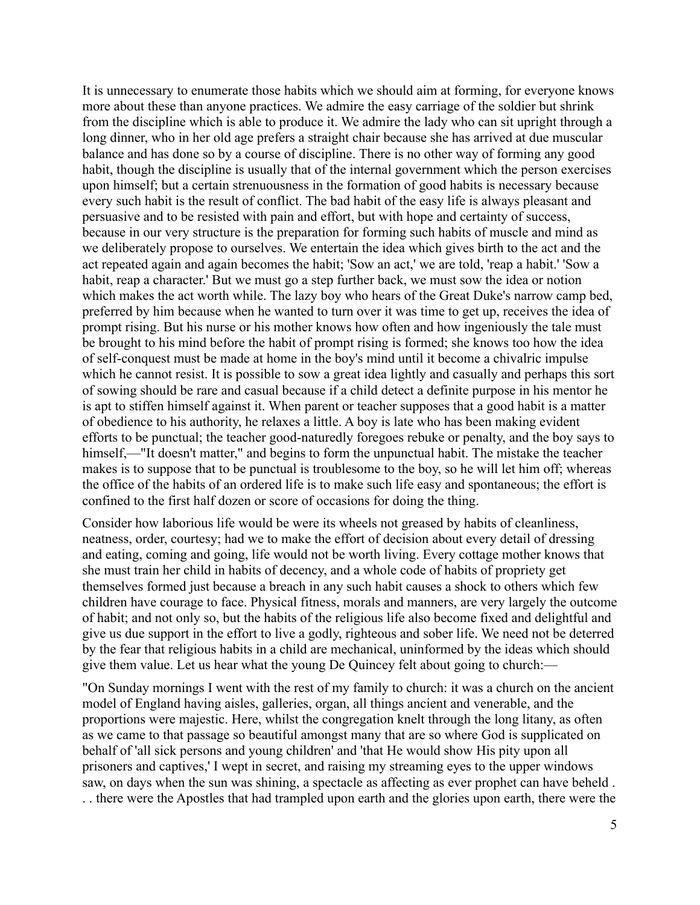It is unnecessary to enumerate those habits which we should aim at forming, for everyone knows more about these than anyone practices. We admire the easy carriage of the soldier but shrink from the discipline which is able to produce it. We admire the lady who can sit upright through a long dinner, who in her old age prefers a straight chair because she has arrived at due muscular balance and has done so by a course of discipline. There is no other way of forming any good habit, though the discipline is usually that of the internal government which the person exercises upon himself; but a certain strenuousness in the formation of good habits is necessary because every such habit is the result of conflict. The bad habit of the easy life is always pleasant and persuasive and to be resisted with pain and effort, but with hope and certainty of success, because in our very structure is the preparation for forming such habits of muscle and mind as we deliberately propose to ourselves. We entertain the idea which gives birth to the act and the act repeated again and again becomes the habit; 'Sow an act,' we are told, 'reap a habit.' 'Sow a habit, reap a character.' But we must go a step further back, we must sow the idea or notion which makes the act worth while. The lazy boy who hears of the Great Duke's narrow camp bed, preferred by him because when he wanted to turn over it was time to get up, receives the idea of prompt rising. But his nurse or his mother knows how often and how ingeniously the tale must be brought to his mind before the habit of prompt rising is formed; she knows too how the idea of self-conquest must be made at home in the boy's mind until it become a chivalric impulse which he cannot resist. It is possible to sow a great idea lightly and casually and perhaps this sort of sowing should be rare and casual because if a child detect a definite purpose in his mentor he is apt to stiffen himself against it. When parent or teacher supposes that a good habit is a matter of obedience to his authority, he relaxes a little. A boy is late who has been making evident efforts to be punctual; the teacher good-naturedly foregoes rebuke or penalty, and the boy says to himself,—"It doesn't matter," and begins to form the unpunctual habit. The mistake the teacher makes is to suppose that to be punctual is troublesome to the boy, so he will let him off; whereas the office of the habits of an ordered life is to make such life easy and spontaneous; the effort is confined to the first half dozen or score of occasions for doing the thing.

Consider how laborious life would be were its wheels not greased by habits of cleanliness, neatness, order, courtesy; had we to make the effort of decision about every detail of dressing and eating, coming and going, life would not be worth living. Every cottage mother knows that she must train her child in habits of decency, and a whole code of habits of propriety get themselves formed just because a breach in any such habit causes a shock to others which few children have courage to face. Physical fitness, morals and manners, are very largely the outcome of habit; and not only so, but the habits of the religious life also become fixed and delightful and give us due support in the effort to live a godly, righteous and sober life. We need not be deterred by the fear that religious habits in a child are mechanical, uninformed by the ideas which should give them value. Let us hear what the young De Quincey felt about going to church:—

"On Sunday mornings I went with the rest of my family to church: it was a church on the ancient model of England having aisles, galleries, organ, all things ancient and venerable, and the proportions were majestic. Here, whilst the congregation knelt through the long litany, as often as we came to that passage so beautiful amongst many that are so where God is supplicated on behalf of 'all sick persons and young children' and 'that He would show His pity upon all prisoners and captives,' I wept in secret, and raising my streaming eyes to the upper windows saw, on days when the sun was shining, a spectacle as affecting as ever prophet can have beheld . . . there were the Apostles that had trampled upon earth and the glories upon earth, there were the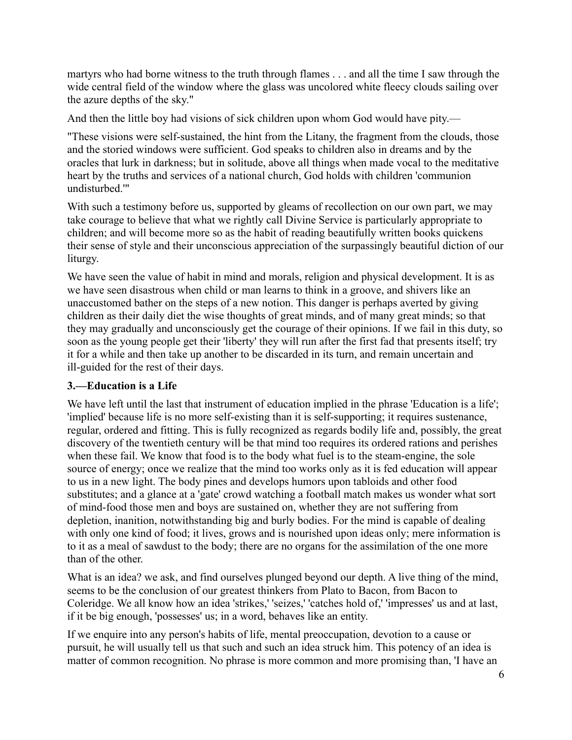martyrs who had borne witness to the truth through flames . . . and all the time I saw through the wide central field of the window where the glass was uncolored white fleecy clouds sailing over the azure depths of the sky."

And then the little boy had visions of sick children upon whom God would have pity.—

"These visions were self-sustained, the hint from the Litany, the fragment from the clouds, those and the storied windows were sufficient. God speaks to children also in dreams and by the oracles that lurk in darkness; but in solitude, above all things when made vocal to the meditative heart by the truths and services of a national church, God holds with children 'communion undisturbed.'"

With such a testimony before us, supported by gleams of recollection on our own part, we may take courage to believe that what we rightly call Divine Service is particularly appropriate to children; and will become more so as the habit of reading beautifully written books quickens their sense of style and their unconscious appreciation of the surpassingly beautiful diction of our liturgy.

We have seen the value of habit in mind and morals, religion and physical development. It is as we have seen disastrous when child or man learns to think in a groove, and shivers like an unaccustomed bather on the steps of a new notion. This danger is perhaps averted by giving children as their daily diet the wise thoughts of great minds, and of many great minds; so that they may gradually and unconsciously get the courage of their opinions. If we fail in this duty, so soon as the young people get their 'liberty' they will run after the first fad that presents itself; try it for a while and then take up another to be discarded in its turn, and remain uncertain and ill-guided for the rest of their days.

### 3.—Education is a Life

We have left until the last that instrument of education implied in the phrase 'Education is a life'; 'implied' because life is no more self-existing than it is self-supporting; it requires sustenance, regular, ordered and fitting. This is fully recognized as regards bodily life and, possibly, the great discovery of the twentieth century will be that mind too requires its ordered rations and perishes when these fail. We know that food is to the body what fuel is to the steam-engine, the sole source of energy; once we realize that the mind too works only as it is fed education will appear to us in a new light. The body pines and develops humors upon tabloids and other food substitutes; and a glance at a 'gate' crowd watching a football match makes us wonder what sort of mind-food those men and boys are sustained on, whether they are not suffering from depletion, inanition, notwithstanding big and burly bodies. For the mind is capable of dealing with only one kind of food; it lives, grows and is nourished upon ideas only; mere information is to it as a meal of sawdust to the body; there are no organs for the assimilation of the one more than of the other.

What is an idea? we ask, and find ourselves plunged beyond our depth. A live thing of the mind, seems to be the conclusion of our greatest thinkers from Plato to Bacon, from Bacon to Coleridge. We all know how an idea 'strikes,' 'seizes,' 'catches hold of,' 'impresses' us and at last, if it be big enough, 'possesses' us; in a word, behaves like an entity.

If we enquire into any person's habits of life, mental preoccupation, devotion to a cause or pursuit, he will usually tell us that such and such an idea struck him. This potency of an idea is matter of common recognition. No phrase is more common and more promising than, 'I have an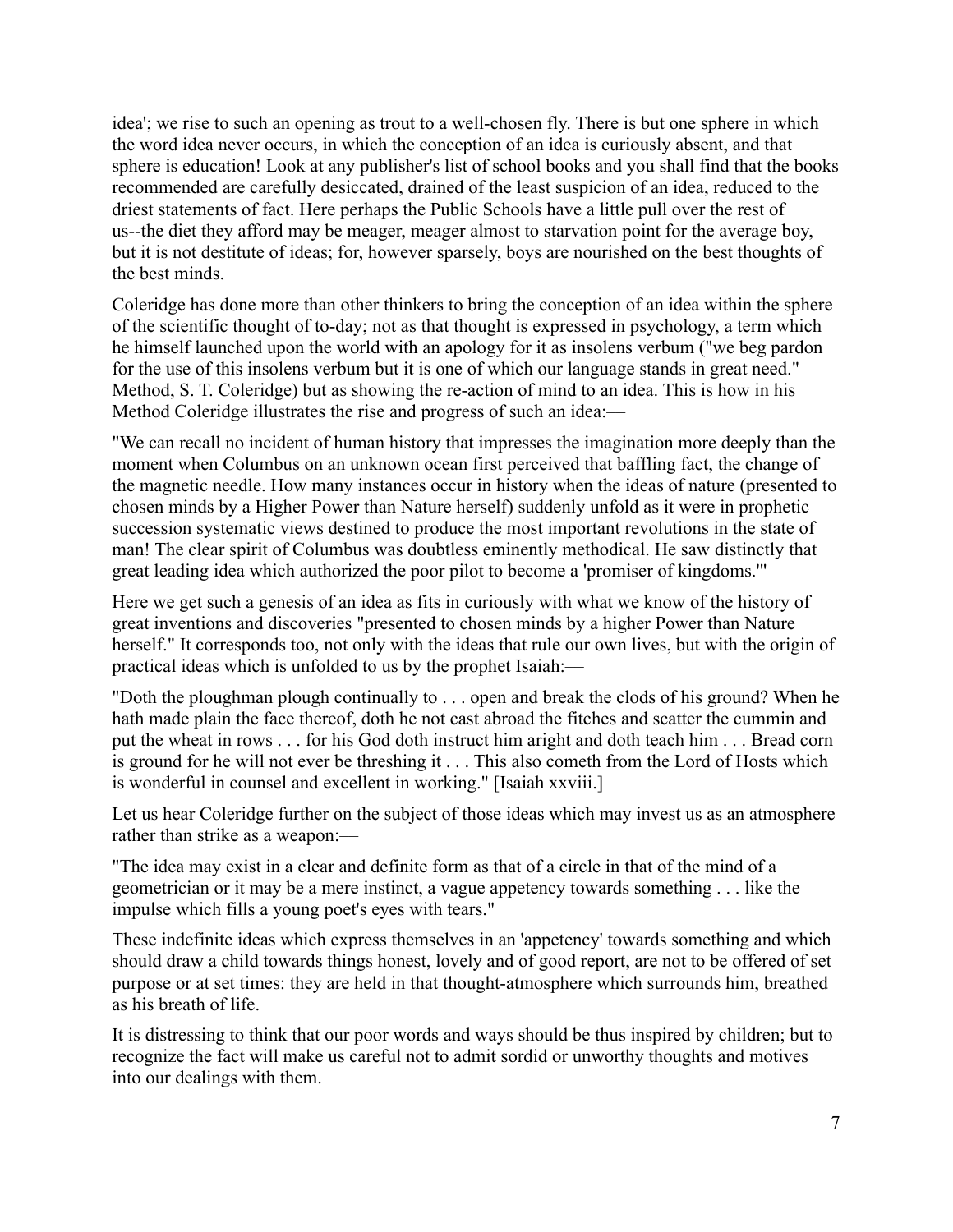idea'; we rise to such an opening as trout to a well-chosen fly. There is but one sphere in which the word idea never occurs, in which the conception of an idea is curiously absent, and that sphere is education! Look at any publisher's list of school books and you shall find that the books recommended are carefully desiccated, drained of the least suspicion of an idea, reduced to the driest statements of fact. Here perhaps the Public Schools have a little pull over the rest of us--the diet they afford may be meager, meager almost to starvation point for the average boy, but it is not destitute of ideas; for, however sparsely, boys are nourished on the best thoughts of the best minds.

Coleridge has done more than other thinkers to bring the conception of an idea within the sphere of the scientific thought of to-day; not as that thought is expressed in psychology, a term which he himself launched upon the world with an apology for it as insolens verbum ("we beg pardon for the use of this insolens verbum but it is one of which our language stands in great need." Method, S. T. Coleridge) but as showing the re-action of mind to an idea. This is how in his Method Coleridge illustrates the rise and progress of such an idea:—

"We can recall no incident of human history that impresses the imagination more deeply than the moment when Columbus on an unknown ocean first perceived that baffling fact, the change of the magnetic needle. How many instances occur in history when the ideas of nature (presented to chosen minds by a Higher Power than Nature herself) suddenly unfold as it were in prophetic succession systematic views destined to produce the most important revolutions in the state of man! The clear spirit of Columbus was doubtless eminently methodical. He saw distinctly that great leading idea which authorized the poor pilot to become a 'promiser of kingdoms.'"

Here we get such a genesis of an idea as fits in curiously with what we know of the history of great inventions and discoveries "presented to chosen minds by a higher Power than Nature herself." It corresponds too, not only with the ideas that rule our own lives, but with the origin of practical ideas which is unfolded to us by the prophet Isaiah:—

"Doth the ploughman plough continually to . . . open and break the clods of his ground? When he hath made plain the face thereof, doth he not cast abroad the fitches and scatter the cummin and put the wheat in rows . . . for his God doth instruct him aright and doth teach him . . . Bread corn is ground for he will not ever be threshing it . . . This also cometh from the Lord of Hosts which is wonderful in counsel and excellent in working." [Isaiah xxviii.]

Let us hear Coleridge further on the subject of those ideas which may invest us as an atmosphere rather than strike as a weapon:—

"The idea may exist in a clear and definite form as that of a circle in that of the mind of a geometrician or it may be a mere instinct, a vague appetency towards something . . . like the impulse which fills a young poet's eyes with tears."

These indefinite ideas which express themselves in an 'appetency' towards something and which should draw a child towards things honest, lovely and of good report, are not to be offered of set purpose or at set times: they are held in that thought-atmosphere which surrounds him, breathed as his breath of life.

It is distressing to think that our poor words and ways should be thus inspired by children; but to recognize the fact will make us careful not to admit sordid or unworthy thoughts and motives into our dealings with them.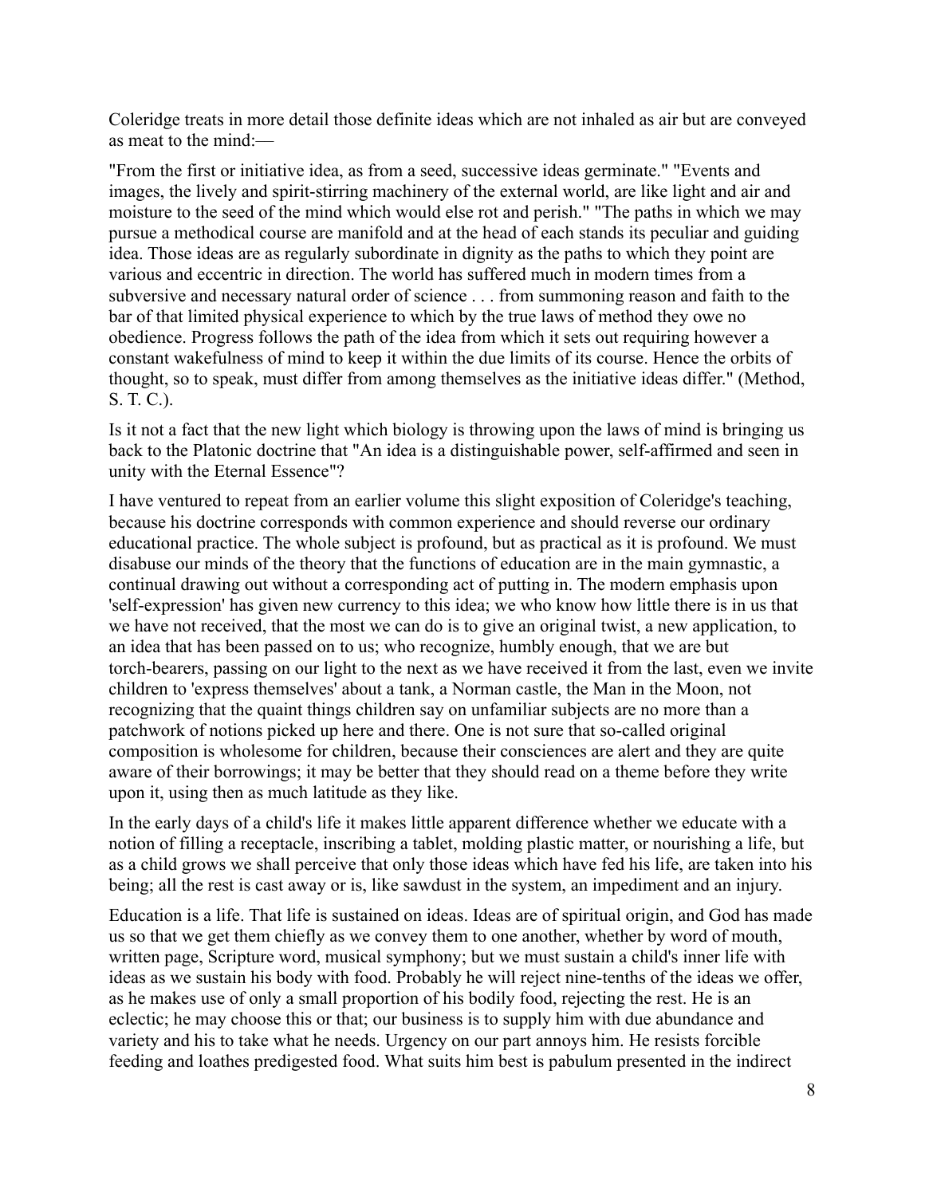Coleridge treats in more detail those definite ideas which are not inhaled as air but are conveyed as meat to the mind:—

"From the first or initiative idea, as from a seed, successive ideas germinate." "Events and images, the lively and spirit-stirring machinery of the external world, are like light and air and moisture to the seed of the mind which would else rot and perish." "The paths in which we may pursue a methodical course are manifold and at the head of each stands its peculiar and guiding idea. Those ideas are as regularly subordinate in dignity as the paths to which they point are various and eccentric in direction. The world has suffered much in modern times from a subversive and necessary natural order of science . . . from summoning reason and faith to the bar of that limited physical experience to which by the true laws of method they owe no obedience. Progress follows the path of the idea from which it sets out requiring however a constant wakefulness of mind to keep it within the due limits of its course. Hence the orbits of thought, so to speak, must differ from among themselves as the initiative ideas differ." (Method, S. T. C.).

Is it not a fact that the new light which biology is throwing upon the laws of mind is bringing us back to the Platonic doctrine that "An idea is a distinguishable power, self-affirmed and seen in unity with the Eternal Essence"?

I have ventured to repeat from an earlier volume this slight exposition of Coleridge's teaching, because his doctrine corresponds with common experience and should reverse our ordinary educational practice. The whole subject is profound, but as practical as it is profound. We must disabuse our minds of the theory that the functions of education are in the main gymnastic, a continual drawing out without a corresponding act of putting in. The modern emphasis upon 'self-expression' has given new currency to this idea; we who know how little there is in us that we have not received, that the most we can do is to give an original twist, a new application, to an idea that has been passed on to us; who recognize, humbly enough, that we are but torch-bearers, passing on our light to the next as we have received it from the last, even we invite children to 'express themselves' about a tank, a Norman castle, the Man in the Moon, not recognizing that the quaint things children say on unfamiliar subjects are no more than a patchwork of notions picked up here and there. One is not sure that so-called original composition is wholesome for children, because their consciences are alert and they are quite aware of their borrowings; it may be better that they should read on a theme before they write upon it, using then as much latitude as they like.

In the early days of a child's life it makes little apparent difference whether we educate with a notion of filling a receptacle, inscribing a tablet, molding plastic matter, or nourishing a life, but as a child grows we shall perceive that only those ideas which have fed his life, are taken into his being; all the rest is cast away or is, like sawdust in the system, an impediment and an injury.

Education is a life. That life is sustained on ideas. Ideas are of spiritual origin, and God has made us so that we get them chiefly as we convey them to one another, whether by word of mouth, written page, Scripture word, musical symphony; but we must sustain a child's inner life with ideas as we sustain his body with food. Probably he will reject nine-tenths of the ideas we offer, as he makes use of only a small proportion of his bodily food, rejecting the rest. He is an eclectic; he may choose this or that; our business is to supply him with due abundance and variety and his to take what he needs. Urgency on our part annoys him. He resists forcible feeding and loathes predigested food. What suits him best is pabulum presented in the indirect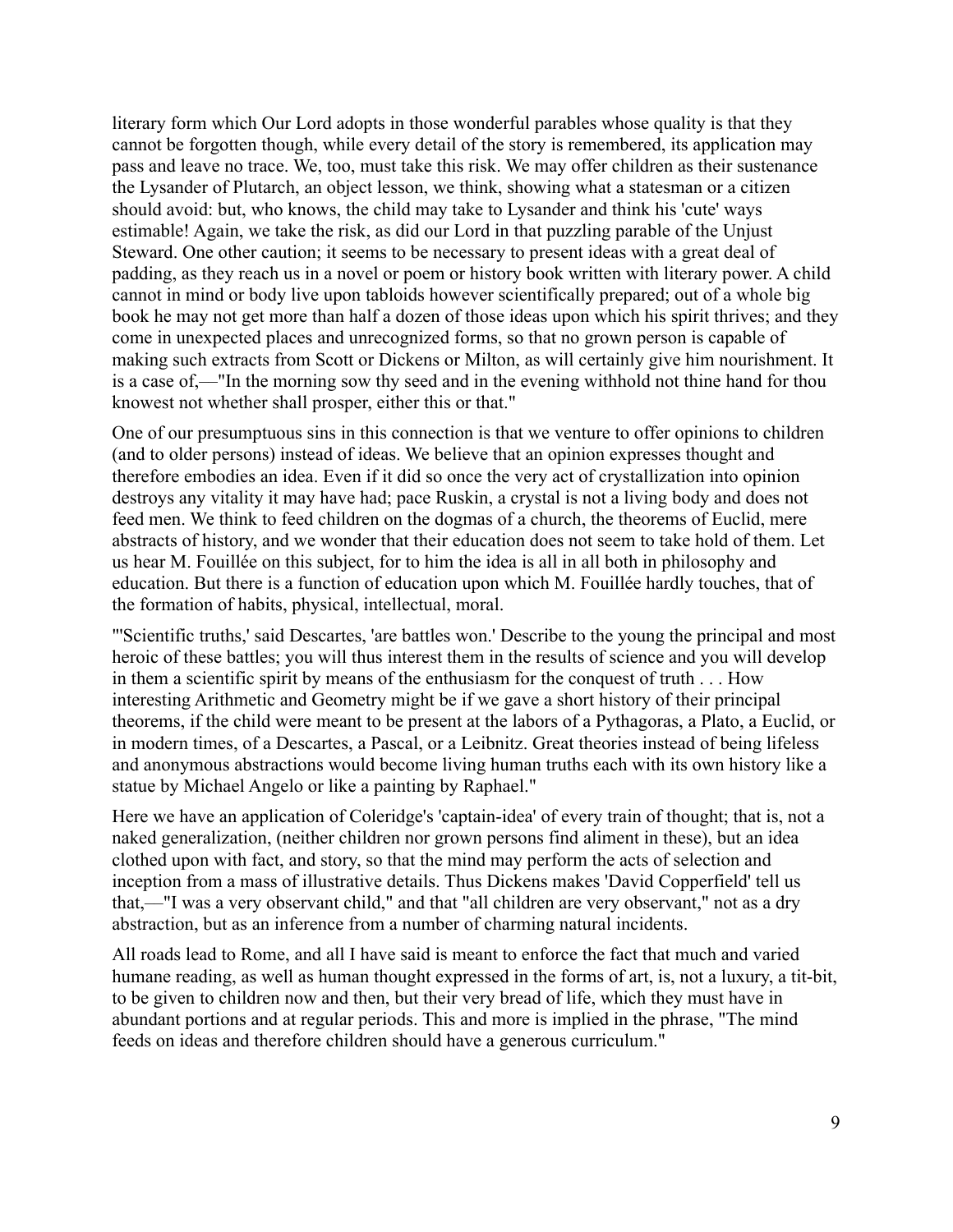literary form which Our Lord adopts in those wonderful parables whose quality is that they cannot be forgotten though, while every detail of the story is remembered, its application may pass and leave no trace. We, too, must take this risk. We may offer children as their sustenance the Lysander of Plutarch, an object lesson, we think, showing what a statesman or a citizen should avoid: but, who knows, the child may take to Lysander and think his 'cute' ways estimable! Again, we take the risk, as did our Lord in that puzzling parable of the Unjust Steward. One other caution; it seems to be necessary to present ideas with a great deal of padding, as they reach us in a novel or poem or history book written with literary power. A child cannot in mind or body live upon tabloids however scientifically prepared; out of a whole big book he may not get more than half a dozen of those ideas upon which his spirit thrives; and they come in unexpected places and unrecognized forms, so that no grown person is capable of making such extracts from Scott or Dickens or Milton, as will certainly give him nourishment. It is a case of,—"In the morning sow thy seed and in the evening withhold not thine hand for thou knowest not whether shall prosper, either this or that."

One of our presumptuous sins in this connection is that we venture to offer opinions to children (and to older persons) instead of ideas. We believe that an opinion expresses thought and therefore embodies an idea. Even if it did so once the very act of crystallization into opinion destroys any vitality it may have had; pace Ruskin, a crystal is not a living body and does not feed men. We think to feed children on the dogmas of a church, the theorems of Euclid, mere abstracts of history, and we wonder that their education does not seem to take hold of them. Let us hear M. Fouillée on this subject, for to him the idea is all in all both in philosophy and education. But there is a function of education upon which M. Fouillée hardly touches, that of the formation of habits, physical, intellectual, moral.

"'Scientific truths,' said Descartes, 'are battles won.' Describe to the young the principal and most heroic of these battles; you will thus interest them in the results of science and you will develop in them a scientific spirit by means of the enthusiasm for the conquest of truth . . . How interesting Arithmetic and Geometry might be if we gave a short history of their principal theorems, if the child were meant to be present at the labors of a Pythagoras, a Plato, a Euclid, or in modern times, of a Descartes, a Pascal, or a Leibnitz. Great theories instead of being lifeless and anonymous abstractions would become living human truths each with its own history like a statue by Michael Angelo or like a painting by Raphael."

Here we have an application of Coleridge's 'captain-idea' of every train of thought; that is, not a naked generalization, (neither children nor grown persons find aliment in these), but an idea clothed upon with fact, and story, so that the mind may perform the acts of selection and inception from a mass of illustrative details. Thus Dickens makes 'David Copperfield' tell us that,—"I was a very observant child," and that "all children are very observant," not as a dry abstraction, but as an inference from a number of charming natural incidents.

All roads lead to Rome, and all I have said is meant to enforce the fact that much and varied humane reading, as well as human thought expressed in the forms of art, is, not a luxury, a tit-bit, to be given to children now and then, but their very bread of life, which they must have in abundant portions and at regular periods. This and more is implied in the phrase, "The mind feeds on ideas and therefore children should have a generous curriculum."